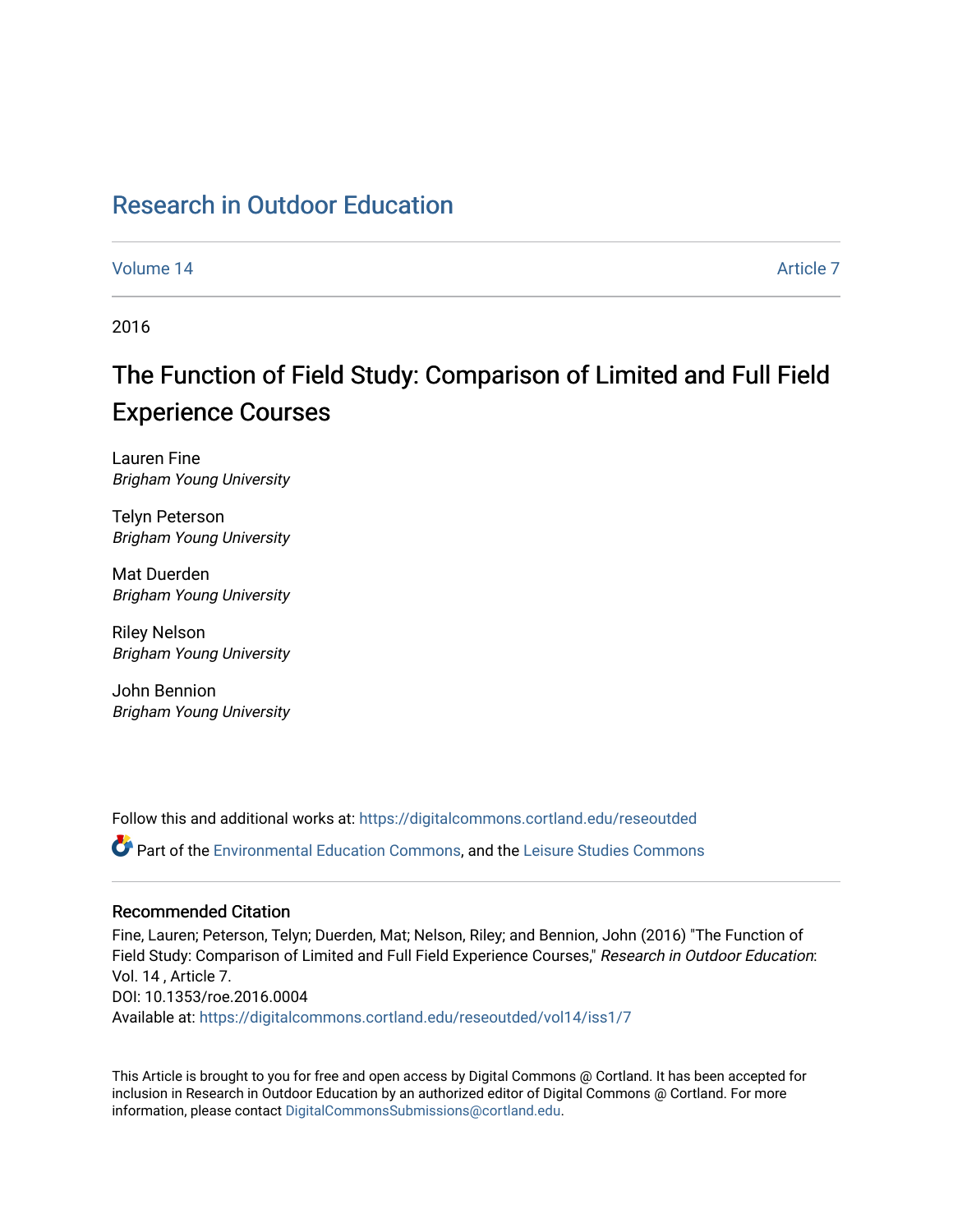# Research in Outdoor Education

Volume 14 | Article 7

2016

## The Function of Field Study: Comparison of Limited and Full Field Experience Courses

Lauren Fine
*Brigham Young University*

Telyn Peterson
*Brigham Young University*

Mat Duerden
*Brigham Young University*

Riley Nelson
*Brigham Young University*

John Bennion
*Brigham Young University*

Follow this and additional works at: https://digitalcommons.cortland.edu/reseoutded

Part of the Environmental Education Commons, and the Leisure Studies Commons

### Recommended Citation

Fine, Lauren; Peterson, Telyn; Duerden, Mat; Nelson, Riley; and Bennion, John (2016) "The Function of Field Study: Comparison of Limited and Full Field Experience Courses," *Research in Outdoor Education*: Vol. 14 , Article 7.
DOI: 10.1353/roe.2016.0004
Available at: https://digitalcommons.cortland.edu/reseoutded/vol14/iss1/7

This Article is brought to you for free and open access by Digital Commons @ Cortland. It has been accepted for inclusion in Research in Outdoor Education by an authorized editor of Digital Commons @ Cortland. For more information, please contact DigitalCommonsSubmissions@cortland.edu.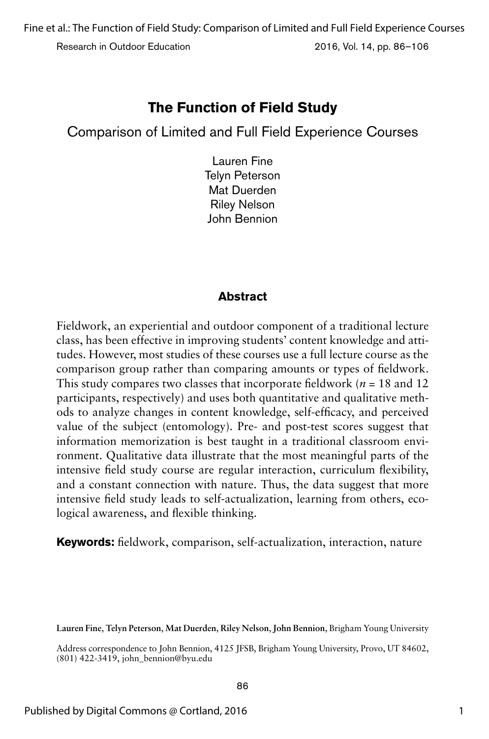# The Function of Field Study

## Comparison of Limited and Full Field Experience Courses

Lauren Fine  
Telyn Peterson  
Mat Duerden  
Riley Nelson  
John Bennion

### Abstract

Fieldwork, an experiential and outdoor component of a traditional lecture class, has been effective in improving students' content knowledge and attitudes. However, most studies of these courses use a full lecture course as the comparison group rather than comparing amounts or types of fieldwork. This study compares two classes that incorporate fieldwork ($n$ = 18 and 12 participants, respectively) and uses both quantitative and qualitative methods to analyze changes in content knowledge, self-efficacy, and perceived value of the subject (entomology). Pre- and post-test scores suggest that information memorization is best taught in a traditional classroom environment. Qualitative data illustrate that the most meaningful parts of the intensive field study course are regular interaction, curriculum flexibility, and a constant connection with nature. Thus, the data suggest that more intensive field study leads to self-actualization, learning from others, ecological awareness, and flexible thinking.

**Keywords:** fieldwork, comparison, self-actualization, interaction, nature

**Lauren Fine, Telyn Peterson, Mat Duerden, Riley Nelson, John Bennion,** Brigham Young University

Address correspondence to John Bennion, 4125 JFSB, Brigham Young University, Provo, UT 84602, (801) 422-3419, john_bennion@byu.edu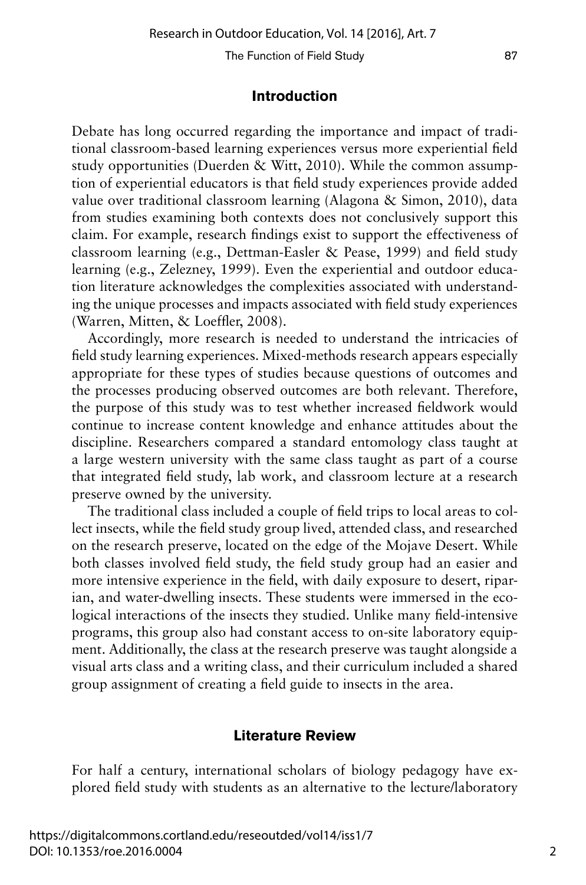## Introduction

Debate has long occurred regarding the importance and impact of traditional classroom-based learning experiences versus more experiential field study opportunities (Duerden & Witt, 2010). While the common assumption of experiential educators is that field study experiences provide added value over traditional classroom learning (Alagona & Simon, 2010), data from studies examining both contexts does not conclusively support this claim. For example, research findings exist to support the effectiveness of classroom learning (e.g., Dettman-Easler & Pease, 1999) and field study learning (e.g., Zelezney, 1999). Even the experiential and outdoor education literature acknowledges the complexities associated with understanding the unique processes and impacts associated with field study experiences (Warren, Mitten, & Loeffler, 2008).

Accordingly, more research is needed to understand the intricacies of field study learning experiences. Mixed-methods research appears especially appropriate for these types of studies because questions of outcomes and the processes producing observed outcomes are both relevant. Therefore, the purpose of this study was to test whether increased fieldwork would continue to increase content knowledge and enhance attitudes about the discipline. Researchers compared a standard entomology class taught at a large western university with the same class taught as part of a course that integrated field study, lab work, and classroom lecture at a research preserve owned by the university.

The traditional class included a couple of field trips to local areas to collect insects, while the field study group lived, attended class, and researched on the research preserve, located on the edge of the Mojave Desert. While both classes involved field study, the field study group had an easier and more intensive experience in the field, with daily exposure to desert, riparian, and water-dwelling insects. These students were immersed in the ecological interactions of the insects they studied. Unlike many field-intensive programs, this group also had constant access to on-site laboratory equipment. Additionally, the class at the research preserve was taught alongside a visual arts class and a writing class, and their curriculum included a shared group assignment of creating a field guide to insects in the area.

## Literature Review

For half a century, international scholars of biology pedagogy have explored field study with students as an alternative to the lecture/laboratory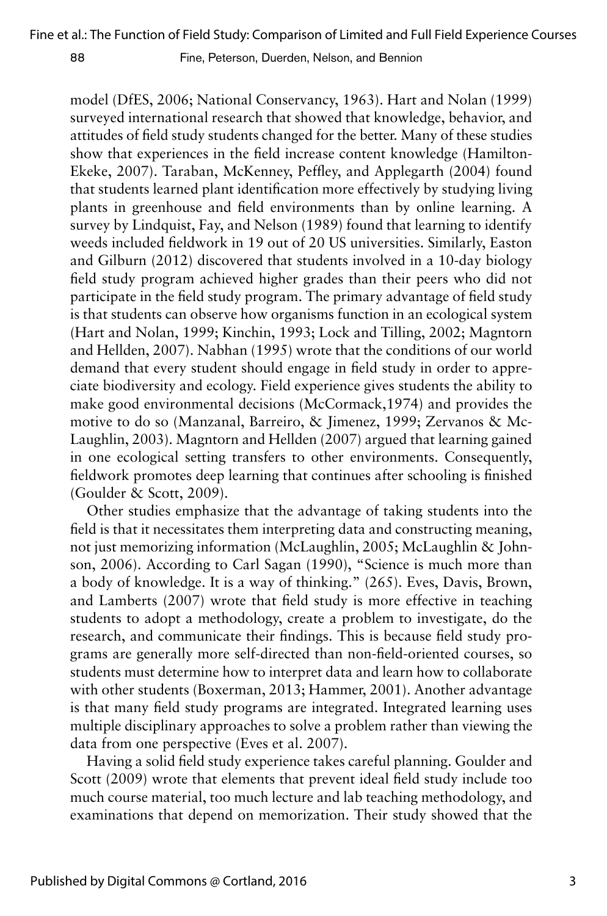model (DfES, 2006; National Conservancy, 1963). Hart and Nolan (1999) surveyed international research that showed that knowledge, behavior, and attitudes of field study students changed for the better. Many of these studies show that experiences in the field increase content knowledge (Hamilton-Ekeke, 2007). Taraban, McKenney, Peffley, and Applegarth (2004) found that students learned plant identification more effectively by studying living plants in greenhouse and field environments than by online learning. A survey by Lindquist, Fay, and Nelson (1989) found that learning to identify weeds included fieldwork in 19 out of 20 US universities. Similarly, Easton and Gilburn (2012) discovered that students involved in a 10-day biology field study program achieved higher grades than their peers who did not participate in the field study program. The primary advantage of field study is that students can observe how organisms function in an ecological system (Hart and Nolan, 1999; Kinchin, 1993; Lock and Tilling, 2002; Magntorn and Hellden, 2007). Nabhan (1995) wrote that the conditions of our world demand that every student should engage in field study in order to appreciate biodiversity and ecology. Field experience gives students the ability to make good environmental decisions (McCormack,1974) and provides the motive to do so (Manzanal, Barreiro, & Jimenez, 1999; Zervanos & McLaughlin, 2003). Magntorn and Hellden (2007) argued that learning gained in one ecological setting transfers to other environments. Consequently, fieldwork promotes deep learning that continues after schooling is finished (Goulder & Scott, 2009).

Other studies emphasize that the advantage of taking students into the field is that it necessitates them interpreting data and constructing meaning, not just memorizing information (McLaughlin, 2005; McLaughlin & Johnson, 2006). According to Carl Sagan (1990), "Science is much more than a body of knowledge. It is a way of thinking." (265). Eves, Davis, Brown, and Lamberts (2007) wrote that field study is more effective in teaching students to adopt a methodology, create a problem to investigate, do the research, and communicate their findings. This is because field study programs are generally more self-directed than non-field-oriented courses, so students must determine how to interpret data and learn how to collaborate with other students (Boxerman, 2013; Hammer, 2001). Another advantage is that many field study programs are integrated. Integrated learning uses multiple disciplinary approaches to solve a problem rather than viewing the data from one perspective (Eves et al. 2007).

Having a solid field study experience takes careful planning. Goulder and Scott (2009) wrote that elements that prevent ideal field study include too much course material, too much lecture and lab teaching methodology, and examinations that depend on memorization. Their study showed that the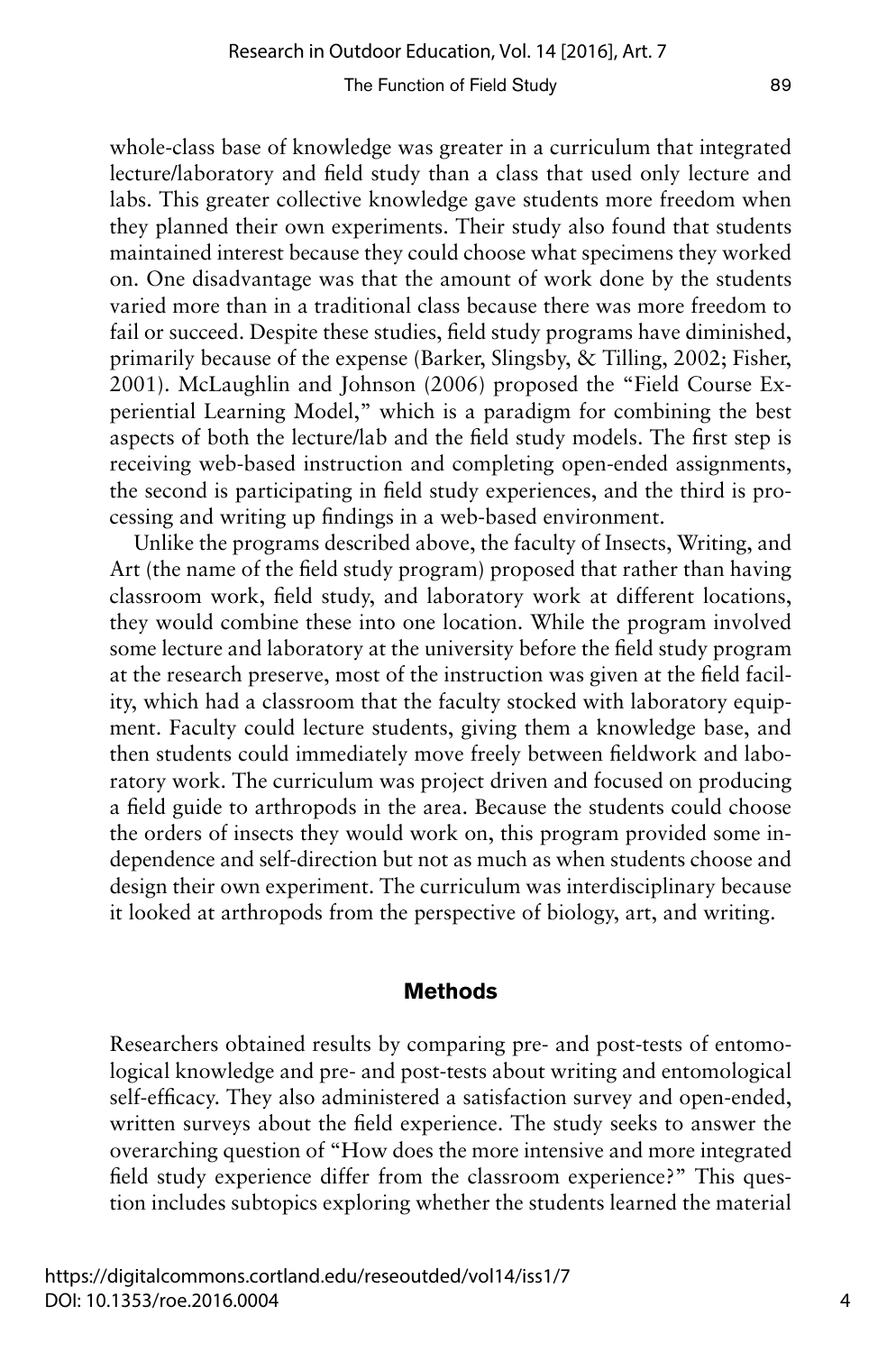whole-class base of knowledge was greater in a curriculum that integrated lecture/laboratory and field study than a class that used only lecture and labs. This greater collective knowledge gave students more freedom when they planned their own experiments. Their study also found that students maintained interest because they could choose what specimens they worked on. One disadvantage was that the amount of work done by the students varied more than in a traditional class because there was more freedom to fail or succeed. Despite these studies, field study programs have diminished, primarily because of the expense (Barker, Slingsby, & Tilling, 2002; Fisher, 2001). McLaughlin and Johnson (2006) proposed the "Field Course Experiential Learning Model," which is a paradigm for combining the best aspects of both the lecture/lab and the field study models. The first step is receiving web-based instruction and completing open-ended assignments, the second is participating in field study experiences, and the third is processing and writing up findings in a web-based environment.

Unlike the programs described above, the faculty of Insects, Writing, and Art (the name of the field study program) proposed that rather than having classroom work, field study, and laboratory work at different locations, they would combine these into one location. While the program involved some lecture and laboratory at the university before the field study program at the research preserve, most of the instruction was given at the field facility, which had a classroom that the faculty stocked with laboratory equipment. Faculty could lecture students, giving them a knowledge base, and then students could immediately move freely between fieldwork and laboratory work. The curriculum was project driven and focused on producing a field guide to arthropods in the area. Because the students could choose the orders of insects they would work on, this program provided some independence and self-direction but not as much as when students choose and design their own experiment. The curriculum was interdisciplinary because it looked at arthropods from the perspective of biology, art, and writing.

## Methods

Researchers obtained results by comparing pre- and post-tests of entomological knowledge and pre- and post-tests about writing and entomological self-efficacy. They also administered a satisfaction survey and open-ended, written surveys about the field experience. The study seeks to answer the overarching question of "How does the more intensive and more integrated field study experience differ from the classroom experience?" This question includes subtopics exploring whether the students learned the material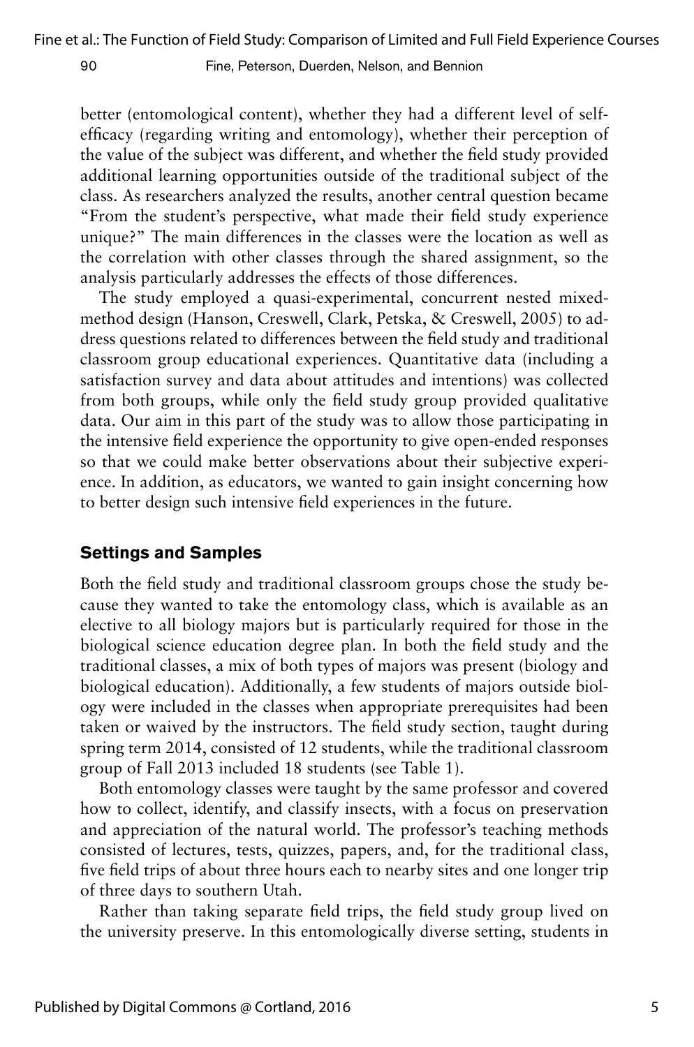better (entomological content), whether they had a different level of self-efficacy (regarding writing and entomology), whether their perception of the value of the subject was different, and whether the field study provided additional learning opportunities outside of the traditional subject of the class. As researchers analyzed the results, another central question became "From the student's perspective, what made their field study experience unique?" The main differences in the classes were the location as well as the correlation with other classes through the shared assignment, so the analysis particularly addresses the effects of those differences.

The study employed a quasi-experimental, concurrent nested mixed-method design (Hanson, Creswell, Clark, Petska, & Creswell, 2005) to address questions related to differences between the field study and traditional classroom group educational experiences. Quantitative data (including a satisfaction survey and data about attitudes and intentions) was collected from both groups, while only the field study group provided qualitative data. Our aim in this part of the study was to allow those participating in the intensive field experience the opportunity to give open-ended responses so that we could make better observations about their subjective experience. In addition, as educators, we wanted to gain insight concerning how to better design such intensive field experiences in the future.

## Settings and Samples

Both the field study and traditional classroom groups chose the study because they wanted to take the entomology class, which is available as an elective to all biology majors but is particularly required for those in the biological science education degree plan. In both the field study and the traditional classes, a mix of both types of majors was present (biology and biological education). Additionally, a few students of majors outside biology were included in the classes when appropriate prerequisites had been taken or waived by the instructors. The field study section, taught during spring term 2014, consisted of 12 students, while the traditional classroom group of Fall 2013 included 18 students (see Table 1).

Both entomology classes were taught by the same professor and covered how to collect, identify, and classify insects, with a focus on preservation and appreciation of the natural world. The professor's teaching methods consisted of lectures, tests, quizzes, papers, and, for the traditional class, five field trips of about three hours each to nearby sites and one longer trip of three days to southern Utah.

Rather than taking separate field trips, the field study group lived on the university preserve. In this entomologically diverse setting, students in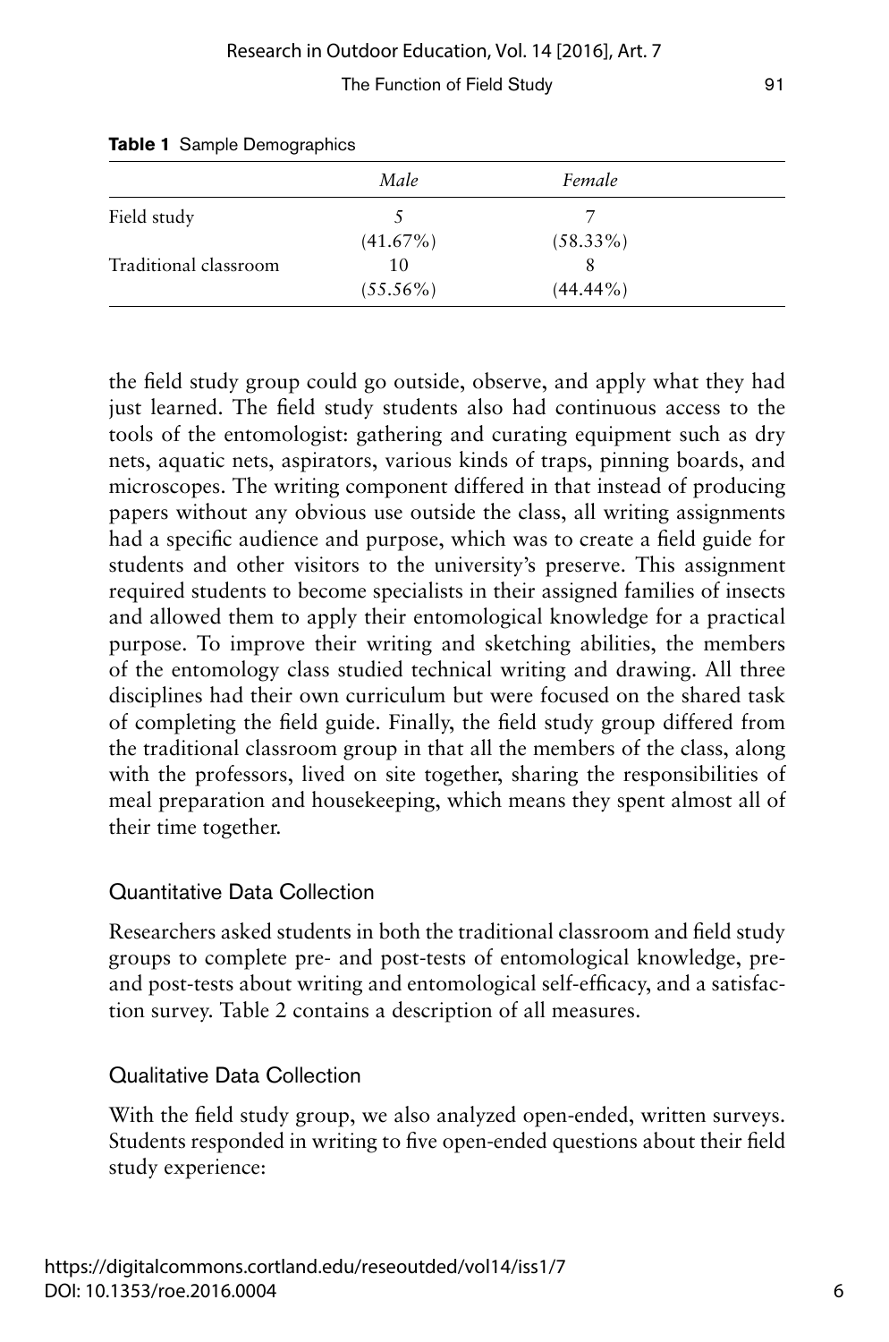**Table 1** Sample Demographics

| | *Male* | *Female* |
|---|---|---|
| Field study | 5 (41.67%) | 7 (58.33%) |
| Traditional classroom | 10 (55.56%) | 8 (44.44%) |

the field study group could go outside, observe, and apply what they had just learned. The field study students also had continuous access to the tools of the entomologist: gathering and curating equipment such as dry nets, aquatic nets, aspirators, various kinds of traps, pinning boards, and microscopes. The writing component differed in that instead of producing papers without any obvious use outside the class, all writing assignments had a specific audience and purpose, which was to create a field guide for students and other visitors to the university's preserve. This assignment required students to become specialists in their assigned families of insects and allowed them to apply their entomological knowledge for a practical purpose. To improve their writing and sketching abilities, the members of the entomology class studied technical writing and drawing. All three disciplines had their own curriculum but were focused on the shared task of completing the field guide. Finally, the field study group differed from the traditional classroom group in that all the members of the class, along with the professors, lived on site together, sharing the responsibilities of meal preparation and housekeeping, which means they spent almost all of their time together.

## Quantitative Data Collection

Researchers asked students in both the traditional classroom and field study groups to complete pre- and post-tests of entomological knowledge, pre- and post-tests about writing and entomological self-efficacy, and a satisfaction survey. Table 2 contains a description of all measures.

## Qualitative Data Collection

With the field study group, we also analyzed open-ended, written surveys. Students responded in writing to five open-ended questions about their field study experience: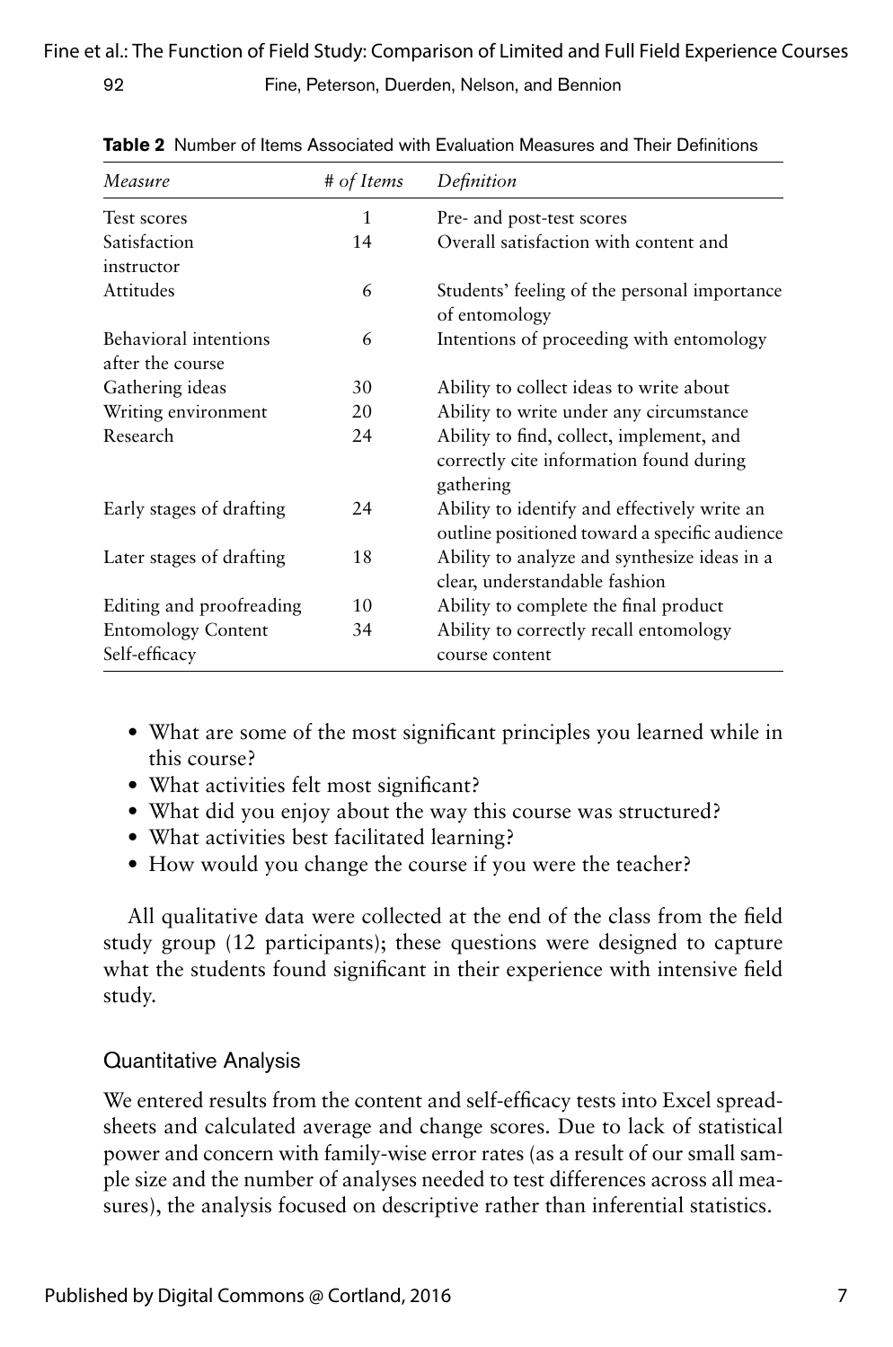**Table 2** Number of Items Associated with Evaluation Measures and Their Definitions

| *Measure* | *# of Items* | *Definition* |
|---|---|---|
| Test scores | 1 | Pre- and post-test scores |
| Satisfaction instructor | 14 | Overall satisfaction with content and |
| Attitudes | 6 | Students' feeling of the personal importance of entomology |
| Behavioral intentions after the course | 6 | Intentions of proceeding with entomology |
| Gathering ideas | 30 | Ability to collect ideas to write about |
| Writing environment | 20 | Ability to write under any circumstance |
| Research | 24 | Ability to find, collect, implement, and correctly cite information found during gathering |
| Early stages of drafting | 24 | Ability to identify and effectively write an outline positioned toward a specific audience |
| Later stages of drafting | 18 | Ability to analyze and synthesize ideas in a clear, understandable fashion |
| Editing and proofreading | 10 | Ability to complete the final product |
| Entomology Content Self-efficacy | 34 | Ability to correctly recall entomology course content |

- What are some of the most significant principles you learned while in this course?
- What activities felt most significant?
- What did you enjoy about the way this course was structured?
- What activities best facilitated learning?
- How would you change the course if you were the teacher?

All qualitative data were collected at the end of the class from the field study group (12 participants); these questions were designed to capture what the students found significant in their experience with intensive field study.

### Quantitative Analysis

We entered results from the content and self-efficacy tests into Excel spreadsheets and calculated average and change scores. Due to lack of statistical power and concern with family-wise error rates (as a result of our small sample size and the number of analyses needed to test differences across all measures), the analysis focused on descriptive rather than inferential statistics.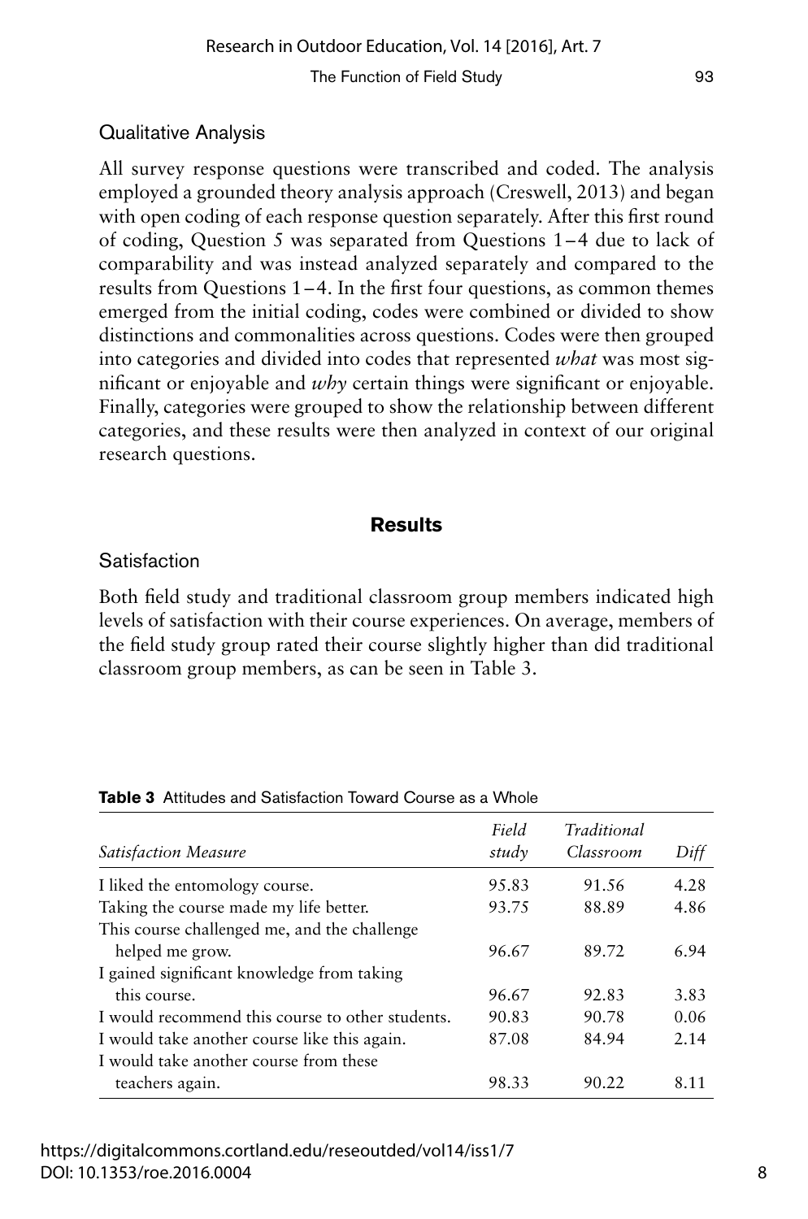### Qualitative Analysis

All survey response questions were transcribed and coded. The analysis employed a grounded theory analysis approach (Creswell, 2013) and began with open coding of each response question separately. After this first round of coding, Question 5 was separated from Questions 1–4 due to lack of comparability and was instead analyzed separately and compared to the results from Questions 1–4. In the first four questions, as common themes emerged from the initial coding, codes were combined or divided to show distinctions and commonalities across questions. Codes were then grouped into categories and divided into codes that represented *what* was most significant or enjoyable and *why* certain things were significant or enjoyable. Finally, categories were grouped to show the relationship between different categories, and these results were then analyzed in context of our original research questions.

## Results

### Satisfaction

Both field study and traditional classroom group members indicated high levels of satisfaction with their course experiences. On average, members of the field study group rated their course slightly higher than did traditional classroom group members, as can be seen in Table 3.

**Table 3** Attitudes and Satisfaction Toward Course as a Whole

| *Satisfaction Measure* | *Field study* | *Traditional Classroom* | *Diff* |
|---|---|---|---|
| I liked the entomology course. | 95.83 | 91.56 | 4.28 |
| Taking the course made my life better. | 93.75 | 88.89 | 4.86 |
| This course challenged me, and the challenge helped me grow. | 96.67 | 89.72 | 6.94 |
| I gained significant knowledge from taking this course. | 96.67 | 92.83 | 3.83 |
| I would recommend this course to other students. | 90.83 | 90.78 | 0.06 |
| I would take another course like this again. | 87.08 | 84.94 | 2.14 |
| I would take another course from these teachers again. | 98.33 | 90.22 | 8.11 |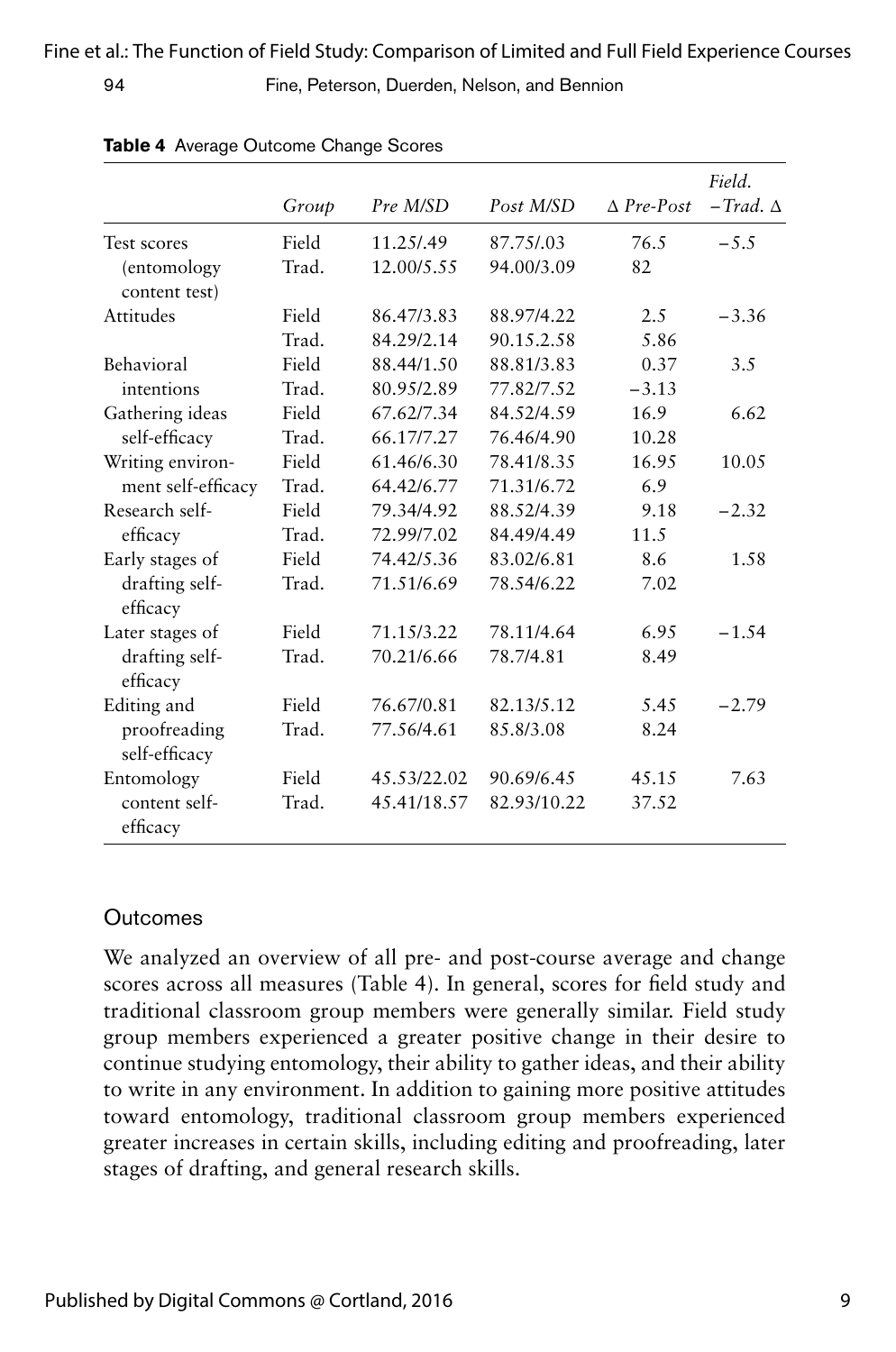**Table 4** Average Outcome Change Scores

|  | *Group* | *Pre M/SD* | *Post M/SD* | *Δ Pre-Post* | *Field. −Trad. Δ* |
|---|---|---|---|---|---|
| Test scores (entomology content test) | Field | 11.25/.49 | 87.75/.03 | 76.5 | −5.5 |
|  | Trad. | 12.00/5.55 | 94.00/3.09 | 82 |  |
| Attitudes | Field | 86.47/3.83 | 88.97/4.22 | 2.5 | −3.36 |
|  | Trad. | 84.29/2.14 | 90.15.2.58 | 5.86 |  |
| Behavioral intentions | Field | 88.44/1.50 | 88.81/3.83 | 0.37 | 3.5 |
|  | Trad. | 80.95/2.89 | 77.82/7.52 | −3.13 |  |
| Gathering ideas self-efficacy | Field | 67.62/7.34 | 84.52/4.59 | 16.9 | 6.62 |
|  | Trad. | 66.17/7.27 | 76.46/4.90 | 10.28 |  |
| Writing environment self-efficacy | Field | 61.46/6.30 | 78.41/8.35 | 16.95 | 10.05 |
|  | Trad. | 64.42/6.77 | 71.31/6.72 | 6.9 |  |
| Research self-efficacy | Field | 79.34/4.92 | 88.52/4.39 | 9.18 | −2.32 |
|  | Trad. | 72.99/7.02 | 84.49/4.49 | 11.5 |  |
| Early stages of drafting self-efficacy | Field | 74.42/5.36 | 83.02/6.81 | 8.6 | 1.58 |
|  | Trad. | 71.51/6.69 | 78.54/6.22 | 7.02 |  |
| Later stages of drafting self-efficacy | Field | 71.15/3.22 | 78.11/4.64 | 6.95 | −1.54 |
|  | Trad. | 70.21/6.66 | 78.7/4.81 | 8.49 |  |
| Editing and proofreading self-efficacy | Field | 76.67/0.81 | 82.13/5.12 | 5.45 | −2.79 |
|  | Trad. | 77.56/4.61 | 85.8/3.08 | 8.24 |  |
| Entomology content self-efficacy | Field | 45.53/22.02 | 90.69/6.45 | 45.15 | 7.63 |
|  | Trad. | 45.41/18.57 | 82.93/10.22 | 37.52 |  |

## Outcomes

We analyzed an overview of all pre- and post-course average and change scores across all measures (Table 4). In general, scores for field study and traditional classroom group members were generally similar. Field study group members experienced a greater positive change in their desire to continue studying entomology, their ability to gather ideas, and their ability to write in any environment. In addition to gaining more positive attitudes toward entomology, traditional classroom group members experienced greater increases in certain skills, including editing and proofreading, later stages of drafting, and general research skills.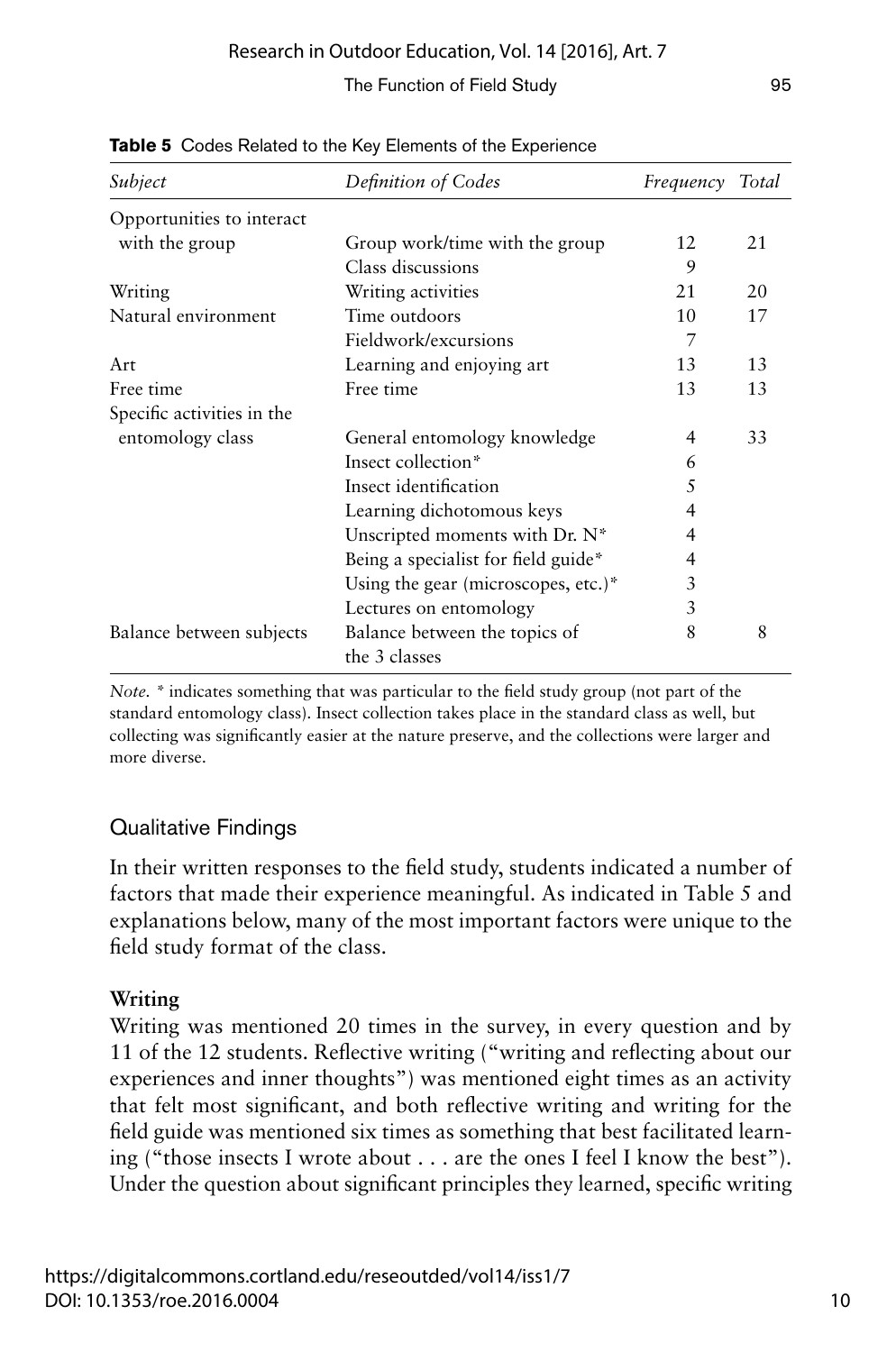**Table 5** Codes Related to the Key Elements of the Experience

| *Subject* | *Definition of Codes* | *Frequency* | *Total* |
|---|---|---|---|
| Opportunities to interact with the group | Group work/time with the group | 12 | 21 |
| | Class discussions | 9 | |
| Writing | Writing activities | 21 | 20 |
| Natural environment | Time outdoors | 10 | 17 |
| | Fieldwork/excursions | 7 | |
| Art | Learning and enjoying art | 13 | 13 |
| Free time | Free time | 13 | 13 |
| Specific activities in the entomology class | General entomology knowledge | 4 | 33 |
| | Insect collection* | 6 | |
| | Insect identification | 5 | |
| | Learning dichotomous keys | 4 | |
| | Unscripted moments with Dr. N* | 4 | |
| | Being a specialist for field guide* | 4 | |
| | Using the gear (microscopes, etc.)* | 3 | |
| | Lectures on entomology | 3 | |
| Balance between subjects | Balance between the topics of the 3 classes | 8 | 8 |

*Note.* * indicates something that was particular to the field study group (not part of the standard entomology class). Insect collection takes place in the standard class as well, but collecting was significantly easier at the nature preserve, and the collections were larger and more diverse.

## Qualitative Findings

In their written responses to the field study, students indicated a number of factors that made their experience meaningful. As indicated in Table 5 and explanations below, many of the most important factors were unique to the field study format of the class.

### Writing

Writing was mentioned 20 times in the survey, in every question and by 11 of the 12 students. Reflective writing ("writing and reflecting about our experiences and inner thoughts") was mentioned eight times as an activity that felt most significant, and both reflective writing and writing for the field guide was mentioned six times as something that best facilitated learning ("those insects I wrote about . . . are the ones I feel I know the best"). Under the question about significant principles they learned, specific writing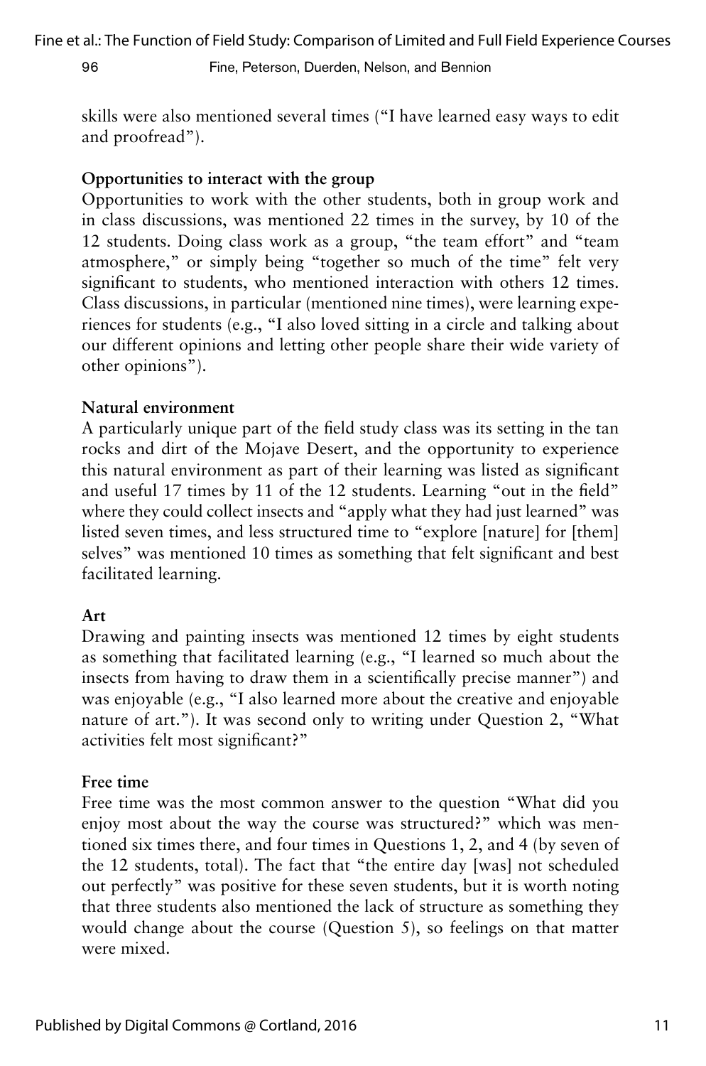skills were also mentioned several times ("I have learned easy ways to edit and proofread").

**Opportunities to interact with the group**

Opportunities to work with the other students, both in group work and in class discussions, was mentioned 22 times in the survey, by 10 of the 12 students. Doing class work as a group, "the team effort" and "team atmosphere," or simply being "together so much of the time" felt very significant to students, who mentioned interaction with others 12 times. Class discussions, in particular (mentioned nine times), were learning experiences for students (e.g., "I also loved sitting in a circle and talking about our different opinions and letting other people share their wide variety of other opinions").

**Natural environment**

A particularly unique part of the field study class was its setting in the tan rocks and dirt of the Mojave Desert, and the opportunity to experience this natural environment as part of their learning was listed as significant and useful 17 times by 11 of the 12 students. Learning "out in the field" where they could collect insects and "apply what they had just learned" was listed seven times, and less structured time to "explore [nature] for [them] selves" was mentioned 10 times as something that felt significant and best facilitated learning.

**Art**

Drawing and painting insects was mentioned 12 times by eight students as something that facilitated learning (e.g., "I learned so much about the insects from having to draw them in a scientifically precise manner") and was enjoyable (e.g., "I also learned more about the creative and enjoyable nature of art."). It was second only to writing under Question 2, "What activities felt most significant?"

**Free time**

Free time was the most common answer to the question "What did you enjoy most about the way the course was structured?" which was mentioned six times there, and four times in Questions 1, 2, and 4 (by seven of the 12 students, total). The fact that "the entire day [was] not scheduled out perfectly" was positive for these seven students, but it is worth noting that three students also mentioned the lack of structure as something they would change about the course (Question 5), so feelings on that matter were mixed.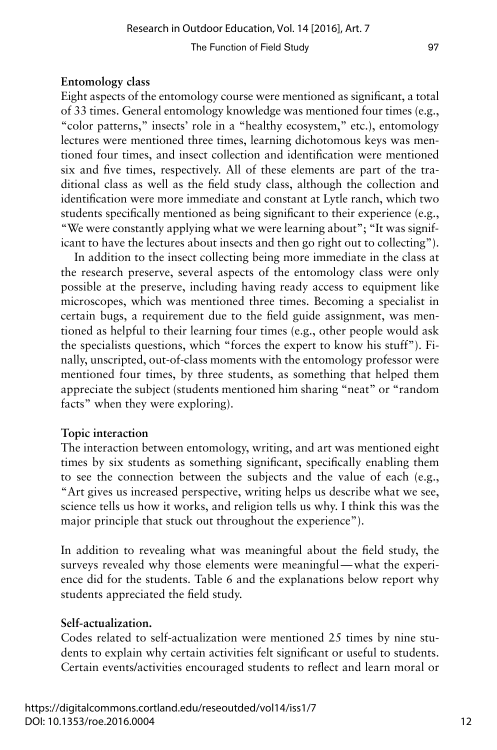### Entomology class

Eight aspects of the entomology course were mentioned as significant, a total of 33 times. General entomology knowledge was mentioned four times (e.g., "color patterns," insects' role in a "healthy ecosystem," etc.), entomology lectures were mentioned three times, learning dichotomous keys was mentioned four times, and insect collection and identification were mentioned six and five times, respectively. All of these elements are part of the traditional class as well as the field study class, although the collection and identification were more immediate and constant at Lytle ranch, which two students specifically mentioned as being significant to their experience (e.g., "We were constantly applying what we were learning about"; "It was significant to have the lectures about insects and then go right out to collecting").

In addition to the insect collecting being more immediate in the class at the research preserve, several aspects of the entomology class were only possible at the preserve, including having ready access to equipment like microscopes, which was mentioned three times. Becoming a specialist in certain bugs, a requirement due to the field guide assignment, was mentioned as helpful to their learning four times (e.g., other people would ask the specialists questions, which "forces the expert to know his stuff"). Finally, unscripted, out-of-class moments with the entomology professor were mentioned four times, by three students, as something that helped them appreciate the subject (students mentioned him sharing "neat" or "random facts" when they were exploring).

### Topic interaction

The interaction between entomology, writing, and art was mentioned eight times by six students as something significant, specifically enabling them to see the connection between the subjects and the value of each (e.g., "Art gives us increased perspective, writing helps us describe what we see, science tells us how it works, and religion tells us why. I think this was the major principle that stuck out throughout the experience").

In addition to revealing what was meaningful about the field study, the surveys revealed why those elements were meaningful—what the experience did for the students. Table 6 and the explanations below report why students appreciated the field study.

### Self-actualization.

Codes related to self-actualization were mentioned 25 times by nine students to explain why certain activities felt significant or useful to students. Certain events/activities encouraged students to reflect and learn moral or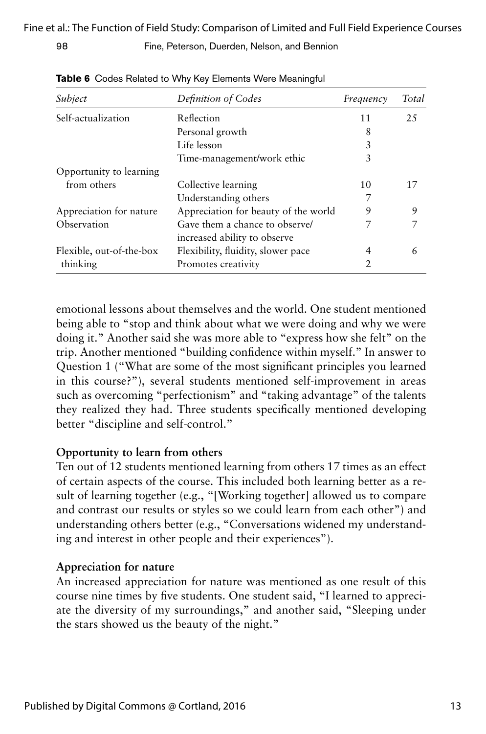**Table 6** Codes Related to Why Key Elements Were Meaningful

| *Subject* | *Definition of Codes* | *Frequency* | *Total* |
|---|---|---|---|
| Self-actualization | Reflection | 11 | 25 |
| | Personal growth | 8 | |
| | Life lesson | 3 | |
| | Time-management/work ethic | 3 | |
| Opportunity to learning from others | Collective learning | 10 | 17 |
| | Understanding others | 7 | |
| Appreciation for nature | Appreciation for beauty of the world | 9 | 9 |
| Observation | Gave them a chance to observe/ increased ability to observe | 7 | 7 |
| Flexible, out-of-the-box thinking | Flexibility, fluidity, slower pace | 4 | 6 |
| | Promotes creativity | 2 | |

emotional lessons about themselves and the world. One student mentioned being able to "stop and think about what we were doing and why we were doing it." Another said she was more able to "express how she felt" on the trip. Another mentioned "building confidence within myself." In answer to Question 1 ("What are some of the most significant principles you learned in this course?"), several students mentioned self-improvement in areas such as overcoming "perfectionism" and "taking advantage" of the talents they realized they had. Three students specifically mentioned developing better "discipline and self-control."

**Opportunity to learn from others**

Ten out of 12 students mentioned learning from others 17 times as an effect of certain aspects of the course. This included both learning better as a result of learning together (e.g., "[Working together] allowed us to compare and contrast our results or styles so we could learn from each other") and understanding others better (e.g., "Conversations widened my understanding and interest in other people and their experiences").

**Appreciation for nature**

An increased appreciation for nature was mentioned as one result of this course nine times by five students. One student said, "I learned to appreciate the diversity of my surroundings," and another said, "Sleeping under the stars showed us the beauty of the night."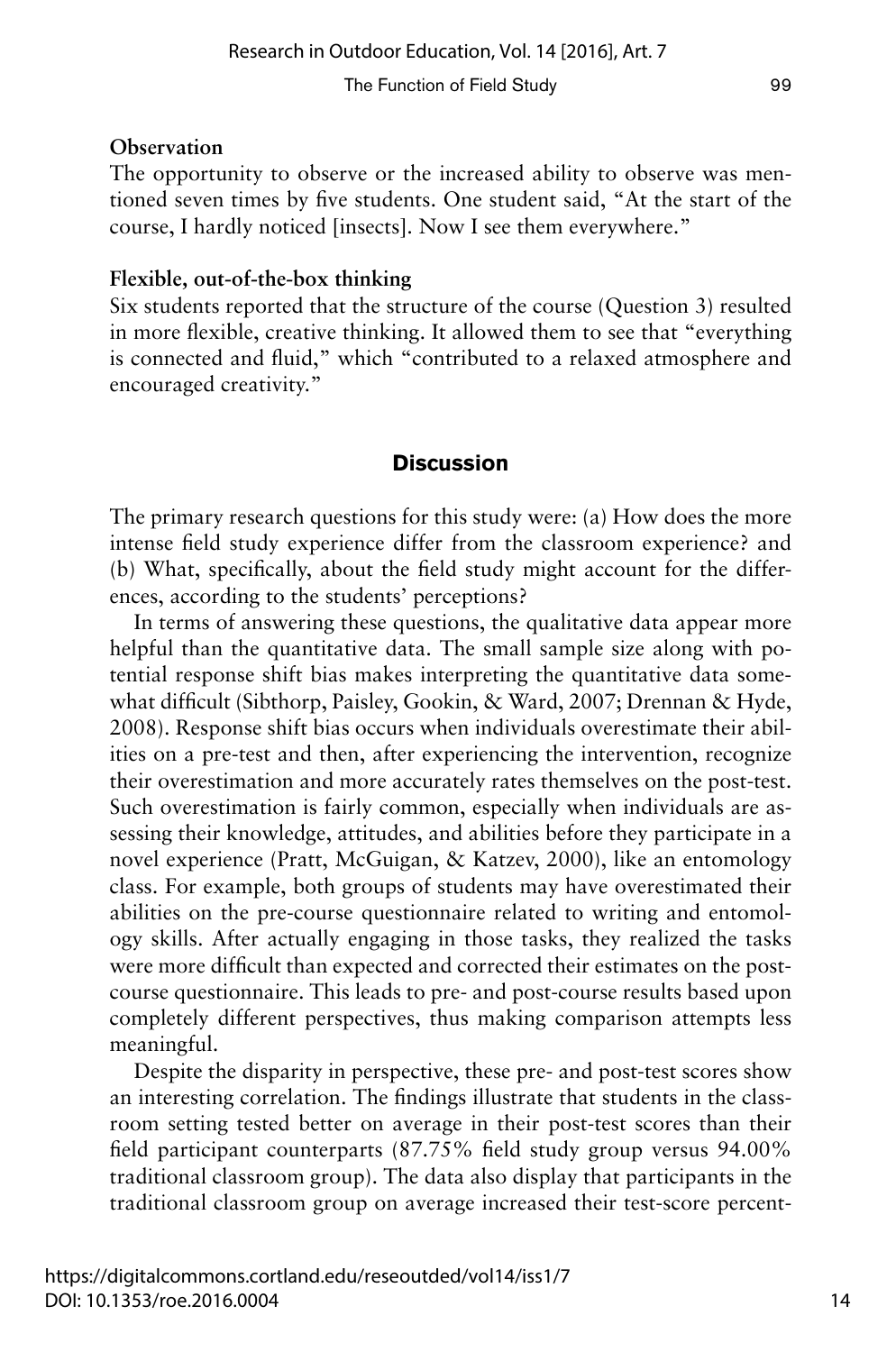**Observation**

The opportunity to observe or the increased ability to observe was mentioned seven times by five students. One student said, "At the start of the course, I hardly noticed [insects]. Now I see them everywhere."

**Flexible, out-of-the-box thinking**

Six students reported that the structure of the course (Question 3) resulted in more flexible, creative thinking. It allowed them to see that "everything is connected and fluid," which "contributed to a relaxed atmosphere and encouraged creativity."

## Discussion

The primary research questions for this study were: (a) How does the more intense field study experience differ from the classroom experience? and (b) What, specifically, about the field study might account for the differences, according to the students' perceptions?

In terms of answering these questions, the qualitative data appear more helpful than the quantitative data. The small sample size along with potential response shift bias makes interpreting the quantitative data somewhat difficult (Sibthorp, Paisley, Gookin, & Ward, 2007; Drennan & Hyde, 2008). Response shift bias occurs when individuals overestimate their abilities on a pre-test and then, after experiencing the intervention, recognize their overestimation and more accurately rates themselves on the post-test. Such overestimation is fairly common, especially when individuals are assessing their knowledge, attitudes, and abilities before they participate in a novel experience (Pratt, McGuigan, & Katzev, 2000), like an entomology class. For example, both groups of students may have overestimated their abilities on the pre-course questionnaire related to writing and entomology skills. After actually engaging in those tasks, they realized the tasks were more difficult than expected and corrected their estimates on the post-course questionnaire. This leads to pre- and post-course results based upon completely different perspectives, thus making comparison attempts less meaningful.

Despite the disparity in perspective, these pre- and post-test scores show an interesting correlation. The findings illustrate that students in the classroom setting tested better on average in their post-test scores than their field participant counterparts (87.75% field study group versus 94.00% traditional classroom group). The data also display that participants in the traditional classroom group on average increased their test-score percent-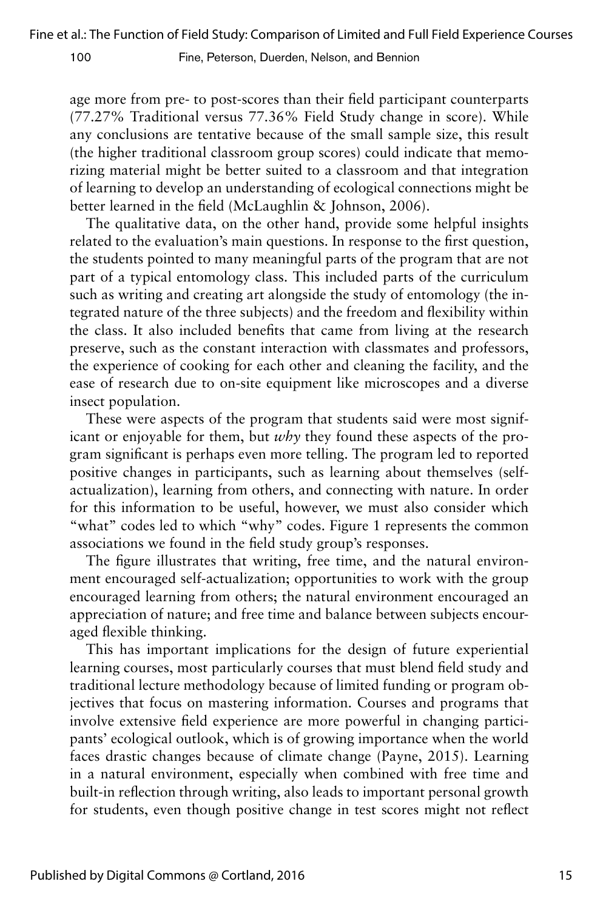age more from pre- to post-scores than their field participant counterparts (77.27% Traditional versus 77.36% Field Study change in score). While any conclusions are tentative because of the small sample size, this result (the higher traditional classroom group scores) could indicate that memorizing material might be better suited to a classroom and that integration of learning to develop an understanding of ecological connections might be better learned in the field (McLaughlin & Johnson, 2006).

The qualitative data, on the other hand, provide some helpful insights related to the evaluation's main questions. In response to the first question, the students pointed to many meaningful parts of the program that are not part of a typical entomology class. This included parts of the curriculum such as writing and creating art alongside the study of entomology (the integrated nature of the three subjects) and the freedom and flexibility within the class. It also included benefits that came from living at the research preserve, such as the constant interaction with classmates and professors, the experience of cooking for each other and cleaning the facility, and the ease of research due to on-site equipment like microscopes and a diverse insect population.

These were aspects of the program that students said were most significant or enjoyable for them, but *why* they found these aspects of the program significant is perhaps even more telling. The program led to reported positive changes in participants, such as learning about themselves (self-actualization), learning from others, and connecting with nature. In order for this information to be useful, however, we must also consider which "what" codes led to which "why" codes. Figure 1 represents the common associations we found in the field study group's responses.

The figure illustrates that writing, free time, and the natural environment encouraged self-actualization; opportunities to work with the group encouraged learning from others; the natural environment encouraged an appreciation of nature; and free time and balance between subjects encouraged flexible thinking.

This has important implications for the design of future experiential learning courses, most particularly courses that must blend field study and traditional lecture methodology because of limited funding or program objectives that focus on mastering information. Courses and programs that involve extensive field experience are more powerful in changing participants' ecological outlook, which is of growing importance when the world faces drastic changes because of climate change (Payne, 2015). Learning in a natural environment, especially when combined with free time and built-in reflection through writing, also leads to important personal growth for students, even though positive change in test scores might not reflect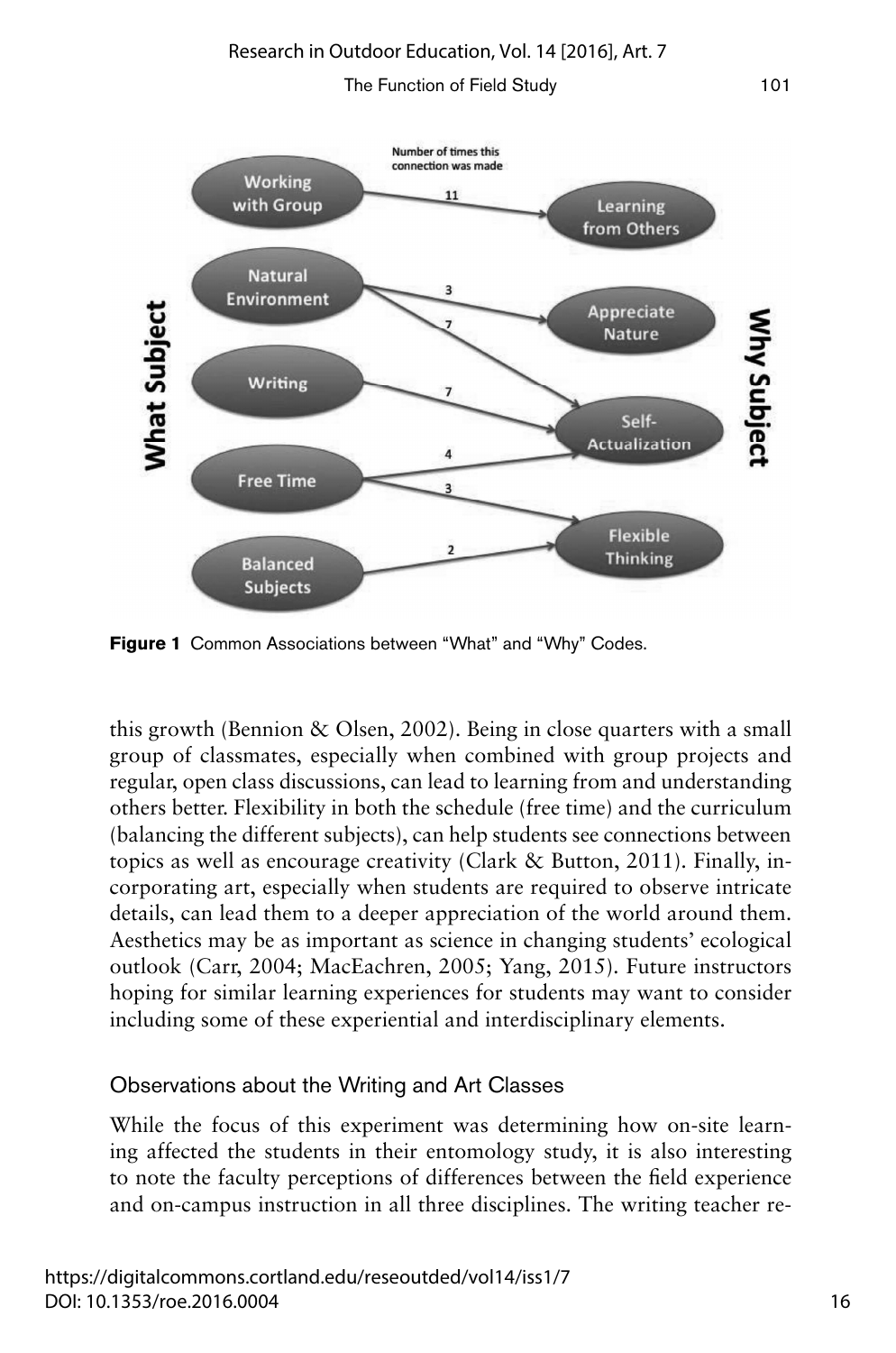**Figure 1** Common Associations between "What" and "Why" Codes.

this growth (Bennion & Olsen, 2002). Being in close quarters with a small group of classmates, especially when combined with group projects and regular, open class discussions, can lead to learning from and understanding others better. Flexibility in both the schedule (free time) and the curriculum (balancing the different subjects), can help students see connections between topics as well as encourage creativity (Clark & Button, 2011). Finally, incorporating art, especially when students are required to observe intricate details, can lead them to a deeper appreciation of the world around them. Aesthetics may be as important as science in changing students' ecological outlook (Carr, 2004; MacEachren, 2005; Yang, 2015). Future instructors hoping for similar learning experiences for students may want to consider including some of these experiential and interdisciplinary elements.

### Observations about the Writing and Art Classes

While the focus of this experiment was determining how on-site learning affected the students in their entomology study, it is also interesting to note the faculty perceptions of differences between the field experience and on-campus instruction in all three disciplines. The writing teacher re-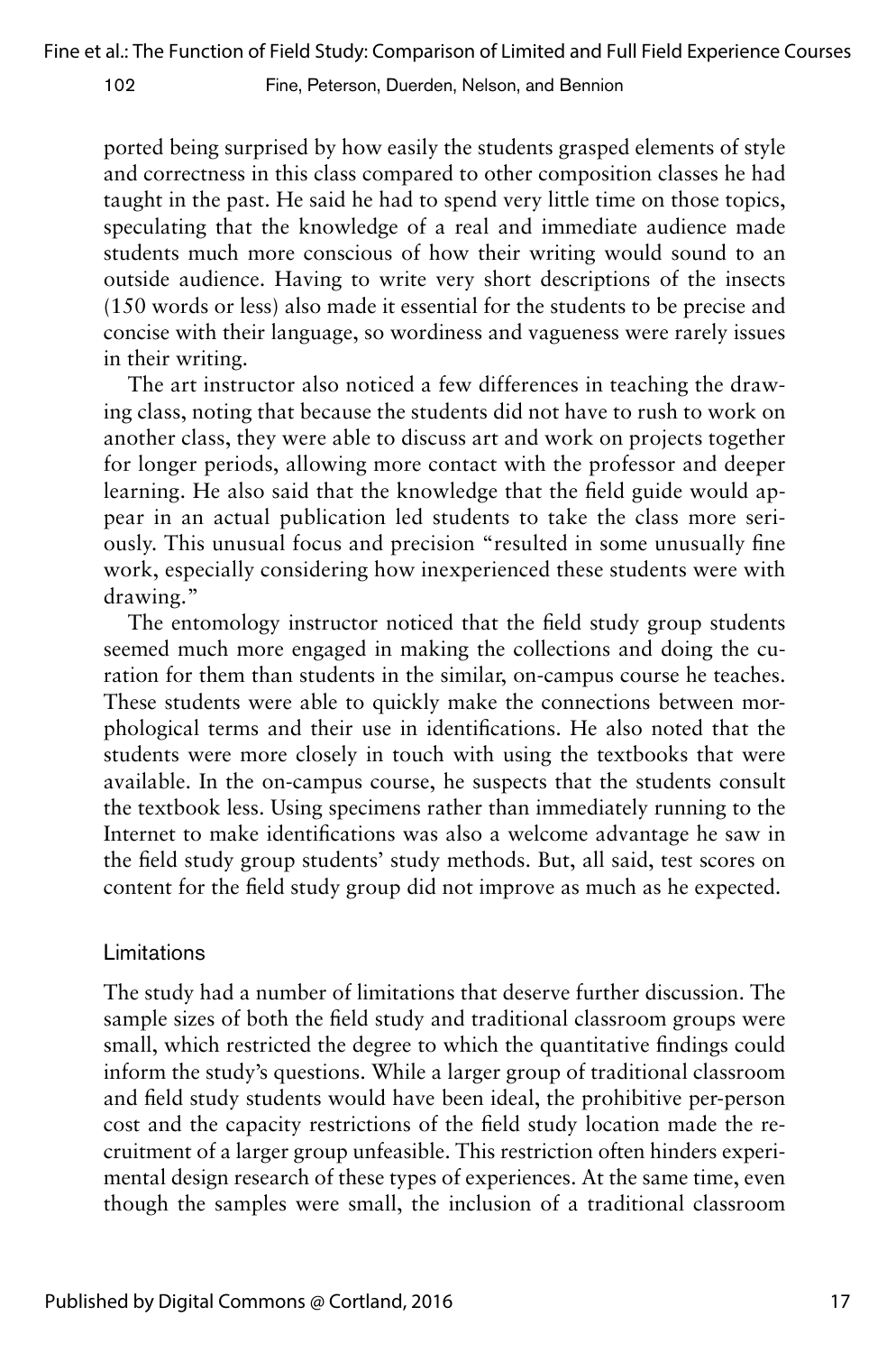ported being surprised by how easily the students grasped elements of style and correctness in this class compared to other composition classes he had taught in the past. He said he had to spend very little time on those topics, speculating that the knowledge of a real and immediate audience made students much more conscious of how their writing would sound to an outside audience. Having to write very short descriptions of the insects (150 words or less) also made it essential for the students to be precise and concise with their language, so wordiness and vagueness were rarely issues in their writing.

The art instructor also noticed a few differences in teaching the drawing class, noting that because the students did not have to rush to work on another class, they were able to discuss art and work on projects together for longer periods, allowing more contact with the professor and deeper learning. He also said that the knowledge that the field guide would appear in an actual publication led students to take the class more seriously. This unusual focus and precision "resulted in some unusually fine work, especially considering how inexperienced these students were with drawing."

The entomology instructor noticed that the field study group students seemed much more engaged in making the collections and doing the curation for them than students in the similar, on-campus course he teaches. These students were able to quickly make the connections between morphological terms and their use in identifications. He also noted that the students were more closely in touch with using the textbooks that were available. In the on-campus course, he suspects that the students consult the textbook less. Using specimens rather than immediately running to the Internet to make identifications was also a welcome advantage he saw in the field study group students' study methods. But, all said, test scores on content for the field study group did not improve as much as he expected.

### Limitations

The study had a number of limitations that deserve further discussion. The sample sizes of both the field study and traditional classroom groups were small, which restricted the degree to which the quantitative findings could inform the study's questions. While a larger group of traditional classroom and field study students would have been ideal, the prohibitive per-person cost and the capacity restrictions of the field study location made the recruitment of a larger group unfeasible. This restriction often hinders experimental design research of these types of experiences. At the same time, even though the samples were small, the inclusion of a traditional classroom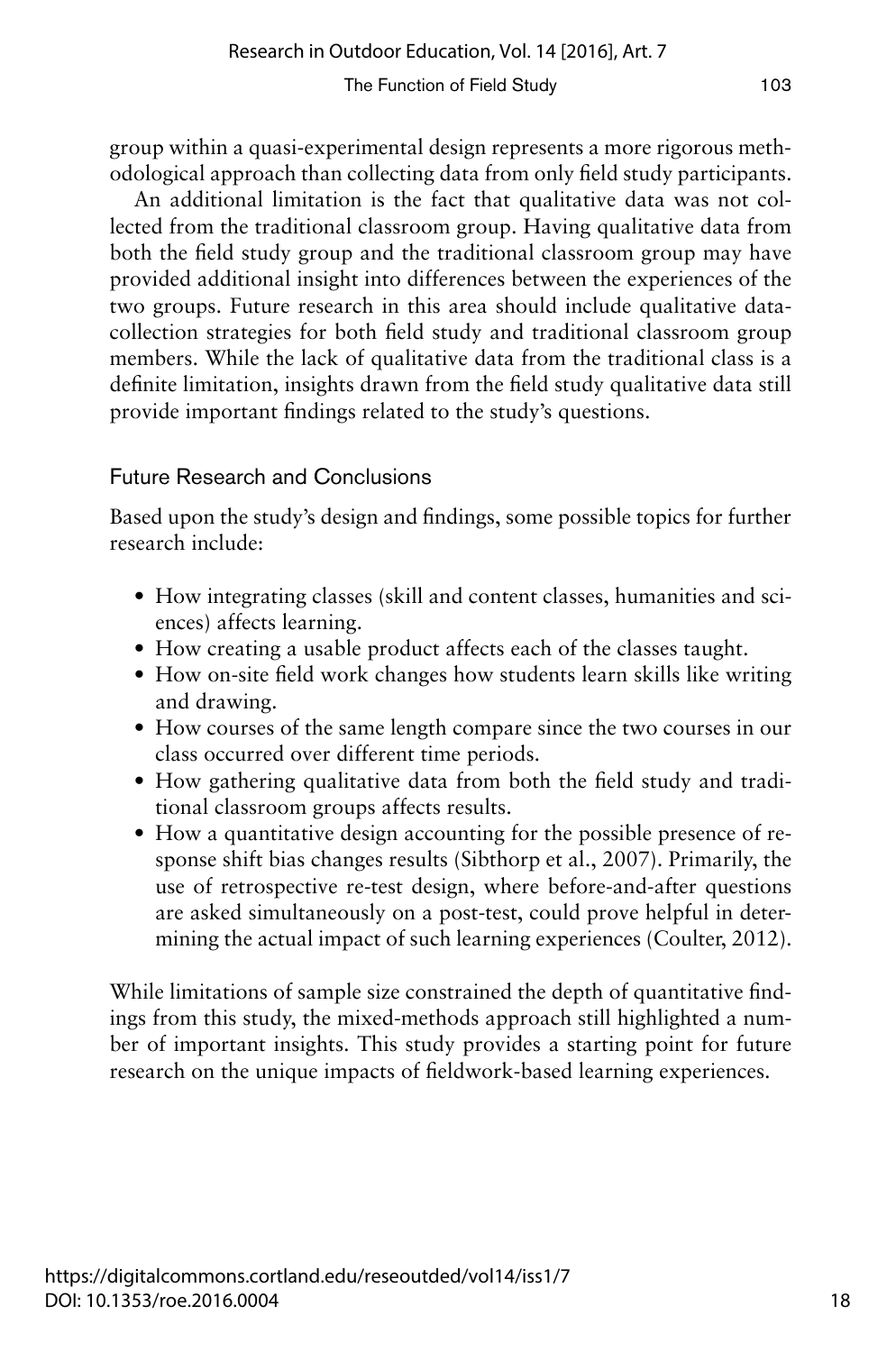group within a quasi-experimental design represents a more rigorous methodological approach than collecting data from only field study participants.

An additional limitation is the fact that qualitative data was not collected from the traditional classroom group. Having qualitative data from both the field study group and the traditional classroom group may have provided additional insight into differences between the experiences of the two groups. Future research in this area should include qualitative data-collection strategies for both field study and traditional classroom group members. While the lack of qualitative data from the traditional class is a definite limitation, insights drawn from the field study qualitative data still provide important findings related to the study's questions.

## Future Research and Conclusions

Based upon the study's design and findings, some possible topics for further research include:

- How integrating classes (skill and content classes, humanities and sciences) affects learning.
- How creating a usable product affects each of the classes taught.
- How on-site field work changes how students learn skills like writing and drawing.
- How courses of the same length compare since the two courses in our class occurred over different time periods.
- How gathering qualitative data from both the field study and traditional classroom groups affects results.
- How a quantitative design accounting for the possible presence of response shift bias changes results (Sibthorp et al., 2007). Primarily, the use of retrospective re-test design, where before-and-after questions are asked simultaneously on a post-test, could prove helpful in determining the actual impact of such learning experiences (Coulter, 2012).

While limitations of sample size constrained the depth of quantitative findings from this study, the mixed-methods approach still highlighted a number of important insights. This study provides a starting point for future research on the unique impacts of fieldwork-based learning experiences.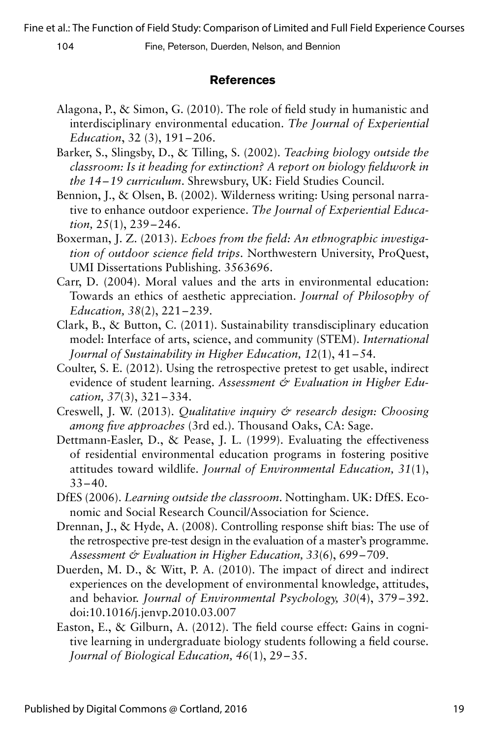## References

Alagona, P., & Simon, G. (2010). The role of field study in humanistic and interdisciplinary environmental education. *The Journal of Experiential Education*, 32 (3), 191–206.

Barker, S., Slingsby, D., & Tilling, S. (2002). *Teaching biology outside the classroom: Is it heading for extinction? A report on biology fieldwork in the 14–19 curriculum*. Shrewsbury, UK: Field Studies Council.

Bennion, J., & Olsen, B. (2002). Wilderness writing: Using personal narrative to enhance outdoor experience. *The Journal of Experiential Education,* 25(1), 239–246.

Boxerman, J. Z. (2013). *Echoes from the field: An ethnographic investigation of outdoor science field trips*. Northwestern University, ProQuest, UMI Dissertations Publishing. 3563696.

Carr, D. (2004). Moral values and the arts in environmental education: Towards an ethics of aesthetic appreciation. *Journal of Philosophy of Education, 38*(2), 221–239.

Clark, B., & Button, C. (2011). Sustainability transdisciplinary education model: Interface of arts, science, and community (STEM). *International Journal of Sustainability in Higher Education, 12*(1), 41–54.

Coulter, S. E. (2012). Using the retrospective pretest to get usable, indirect evidence of student learning. *Assessment & Evaluation in Higher Education, 37*(3), 321–334.

Creswell, J. W. (2013). *Qualitative inquiry & research design: Choosing among five approaches* (3rd ed.). Thousand Oaks, CA: Sage.

Dettmann-Easler, D., & Pease, J. L. (1999). Evaluating the effectiveness of residential environmental education programs in fostering positive attitudes toward wildlife. *Journal of Environmental Education, 31*(1), 33–40.

DfES (2006). *Learning outside the classroom*. Nottingham. UK: DfES. Economic and Social Research Council/Association for Science.

Drennan, J., & Hyde, A. (2008). Controlling response shift bias: The use of the retrospective pre-test design in the evaluation of a master's programme. *Assessment & Evaluation in Higher Education, 33*(6), 699–709.

Duerden, M. D., & Witt, P. A. (2010). The impact of direct and indirect experiences on the development of environmental knowledge, attitudes, and behavior. *Journal of Environmental Psychology, 30*(4), 379–392. doi:10.1016/j.jenvp.2010.03.007

Easton, E., & Gilburn, A. (2012). The field course effect: Gains in cognitive learning in undergraduate biology students following a field course. *Journal of Biological Education, 46*(1), 29–35.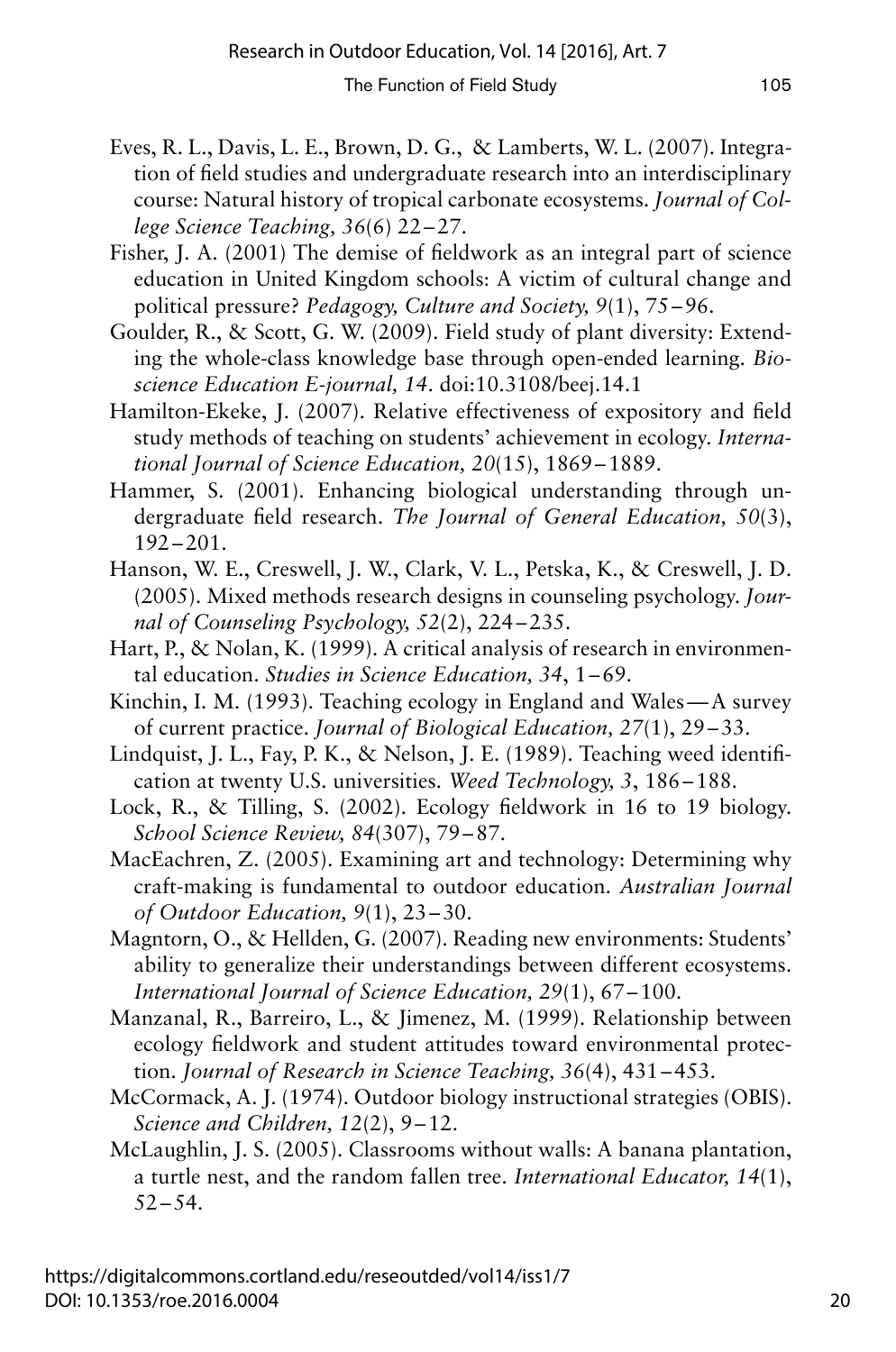Eves, R. L., Davis, L. E., Brown, D. G., & Lamberts, W. L. (2007). Integration of field studies and undergraduate research into an interdisciplinary course: Natural history of tropical carbonate ecosystems. *Journal of College Science Teaching, 36*(6) 22–27.

Fisher, J. A. (2001) The demise of fieldwork as an integral part of science education in United Kingdom schools: A victim of cultural change and political pressure? *Pedagogy, Culture and Society, 9*(1), 75–96.

Goulder, R., & Scott, G. W. (2009). Field study of plant diversity: Extending the whole-class knowledge base through open-ended learning. *Bioscience Education E-journal, 14*. doi:10.3108/beej.14.1

Hamilton-Ekeke, J. (2007). Relative effectiveness of expository and field study methods of teaching on students' achievement in ecology. *International Journal of Science Education, 20*(15), 1869–1889.

Hammer, S. (2001). Enhancing biological understanding through undergraduate field research. *The Journal of General Education, 50*(3), 192–201.

Hanson, W. E., Creswell, J. W., Clark, V. L., Petska, K., & Creswell, J. D. (2005). Mixed methods research designs in counseling psychology. *Journal of Counseling Psychology, 52*(2), 224–235.

Hart, P., & Nolan, K. (1999). A critical analysis of research in environmental education. *Studies in Science Education, 34*, 1–69.

Kinchin, I. M. (1993). Teaching ecology in England and Wales—A survey of current practice. *Journal of Biological Education, 27*(1), 29–33.

Lindquist, J. L., Fay, P. K., & Nelson, J. E. (1989). Teaching weed identification at twenty U.S. universities. *Weed Technology, 3*, 186–188.

Lock, R., & Tilling, S. (2002). Ecology fieldwork in 16 to 19 biology. *School Science Review, 84*(307), 79–87.

MacEachren, Z. (2005). Examining art and technology: Determining why craft-making is fundamental to outdoor education. *Australian Journal of Outdoor Education, 9*(1), 23–30.

Magntorn, O., & Hellden, G. (2007). Reading new environments: Students' ability to generalize their understandings between different ecosystems. *International Journal of Science Education, 29*(1), 67–100.

Manzanal, R., Barreiro, L., & Jimenez, M. (1999). Relationship between ecology fieldwork and student attitudes toward environmental protection. *Journal of Research in Science Teaching, 36*(4), 431–453.

McCormack, A. J. (1974). Outdoor biology instructional strategies (OBIS). *Science and Children, 12*(2), 9–12.

McLaughlin, J. S. (2005). Classrooms without walls: A banana plantation, a turtle nest, and the random fallen tree. *International Educator, 14*(1), 52–54.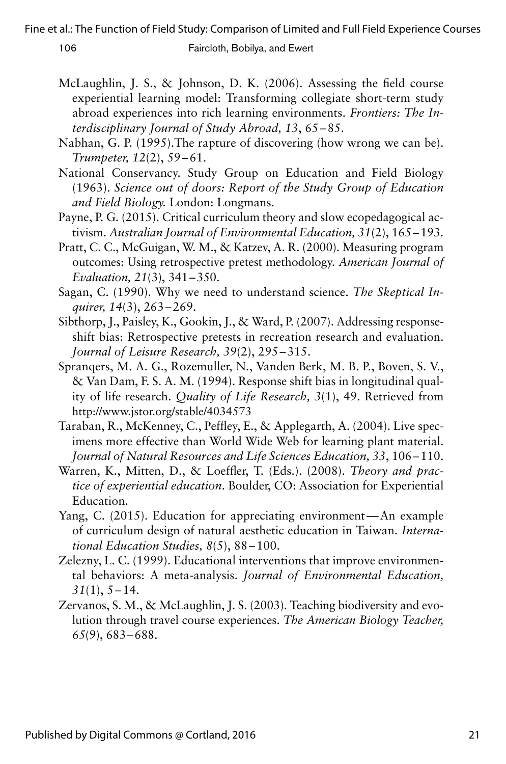McLaughlin, J. S., & Johnson, D. K. (2006). Assessing the field course experiential learning model: Transforming collegiate short-term study abroad experiences into rich learning environments. *Frontiers: The Interdisciplinary Journal of Study Abroad, 13*, 65–85.

Nabhan, G. P. (1995).The rapture of discovering (how wrong we can be). *Trumpeter, 12*(2), 59–61.

National Conservancy. Study Group on Education and Field Biology (1963). *Science out of doors: Report of the Study Group of Education and Field Biology.* London: Longmans.

Payne, P. G. (2015). Critical curriculum theory and slow ecopedagogical activism. *Australian Journal of Environmental Education, 31*(2), 165–193.

Pratt, C. C., McGuigan, W. M., & Katzev, A. R. (2000). Measuring program outcomes: Using retrospective pretest methodology. *American Journal of Evaluation, 21*(3), 341–350.

Sagan, C. (1990). Why we need to understand science. *The Skeptical Inquirer, 14*(3), 263–269.

Sibthorp, J., Paisley, K., Gookin, J., & Ward, P. (2007). Addressing response-shift bias: Retrospective pretests in recreation research and evaluation. *Journal of Leisure Research, 39*(2), 295–315.

Spranqers, M. A. G., Rozemuller, N., Vanden Berk, M. B. P., Boven, S. V., & Van Dam, F. S. A. M. (1994). Response shift bias in longitudinal quality of life research. *Quality of Life Research, 3*(1), 49. Retrieved from http://www.jstor.org/stable/4034573

Taraban, R., McKenney, C., Peffley, E., & Applegarth, A. (2004). Live specimens more effective than World Wide Web for learning plant material. *Journal of Natural Resources and Life Sciences Education, 33*, 106–110.

Warren, K., Mitten, D., & Loeffler, T. (Eds.). (2008). *Theory and practice of experiential education*. Boulder, CO: Association for Experiential Education.

Yang, C. (2015). Education for appreciating environment—An example of curriculum design of natural aesthetic education in Taiwan. *International Education Studies, 8*(5), 88–100.

Zelezny, L. C. (1999). Educational interventions that improve environmental behaviors: A meta-analysis. *Journal of Environmental Education, 31*(1), 5–14.

Zervanos, S. M., & McLaughlin, J. S. (2003). Teaching biodiversity and evolution through travel course experiences. *The American Biology Teacher, 65*(9), 683–688.